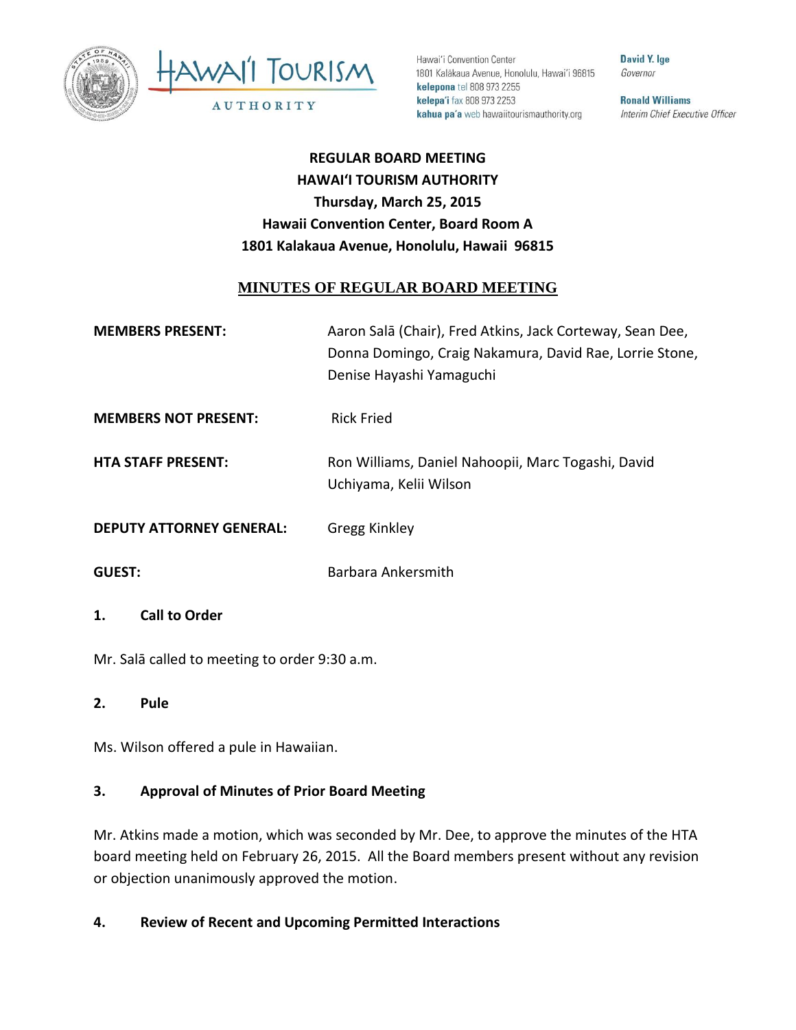Hawai'i Convention Center
1801 Kalākaua Avenue, Honolulu, Hawai'i 96815
**kelepona** tel 808 973 2255
**kelepa'i** fax 808 973 2253
**kahua pa'a** web hawaiitourismauthority.org

**David Y. Ige**
*Governor*

**Ronald Williams**
*Interim Chief Executive Officer*

**REGULAR BOARD MEETING**
**HAWAI'I TOURISM AUTHORITY**
**Thursday, March 25, 2015**
**Hawaii Convention Center, Board Room A**
**1801 Kalakaua Avenue, Honolulu, Hawaii 96815**

# MINUTES OF REGULAR BOARD MEETING

| | |
|---|---|
| **MEMBERS PRESENT:** | Aaron Salā (Chair), Fred Atkins, Jack Corteway, Sean Dee, Donna Domingo, Craig Nakamura, David Rae, Lorrie Stone, Denise Hayashi Yamaguchi |
| **MEMBERS NOT PRESENT:** | Rick Fried |
| **HTA STAFF PRESENT:** | Ron Williams, Daniel Nahoopii, Marc Togashi, David Uchiyama, Kelii Wilson |
| **DEPUTY ATTORNEY GENERAL:** | Gregg Kinkley |
| **GUEST:** | Barbara Ankersmith |

## 1. Call to Order

Mr. Salā called to meeting to order 9:30 a.m.

## 2. Pule

Ms. Wilson offered a pule in Hawaiian.

## 3. Approval of Minutes of Prior Board Meeting

Mr. Atkins made a motion, which was seconded by Mr. Dee, to approve the minutes of the HTA board meeting held on February 26, 2015. All the Board members present without any revision or objection unanimously approved the motion.

## 4. Review of Recent and Upcoming Permitted Interactions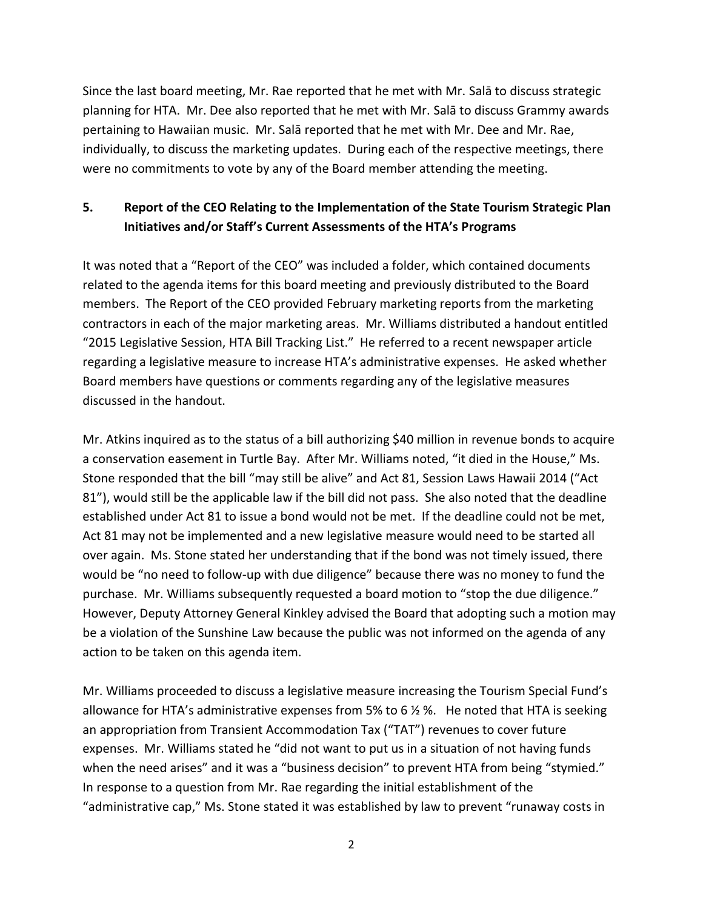Since the last board meeting, Mr. Rae reported that he met with Mr. Salā to discuss strategic planning for HTA. Mr. Dee also reported that he met with Mr. Salā to discuss Grammy awards pertaining to Hawaiian music. Mr. Salā reported that he met with Mr. Dee and Mr. Rae, individually, to discuss the marketing updates. During each of the respective meetings, there were no commitments to vote by any of the Board member attending the meeting.

## 5. Report of the CEO Relating to the Implementation of the State Tourism Strategic Plan Initiatives and/or Staff's Current Assessments of the HTA's Programs

It was noted that a "Report of the CEO" was included a folder, which contained documents related to the agenda items for this board meeting and previously distributed to the Board members. The Report of the CEO provided February marketing reports from the marketing contractors in each of the major marketing areas. Mr. Williams distributed a handout entitled "2015 Legislative Session, HTA Bill Tracking List." He referred to a recent newspaper article regarding a legislative measure to increase HTA's administrative expenses. He asked whether Board members have questions or comments regarding any of the legislative measures discussed in the handout.

Mr. Atkins inquired as to the status of a bill authorizing $40 million in revenue bonds to acquire a conservation easement in Turtle Bay. After Mr. Williams noted, "it died in the House," Ms. Stone responded that the bill "may still be alive" and Act 81, Session Laws Hawaii 2014 ("Act 81"), would still be the applicable law if the bill did not pass. She also noted that the deadline established under Act 81 to issue a bond would not be met. If the deadline could not be met, Act 81 may not be implemented and a new legislative measure would need to be started all over again. Ms. Stone stated her understanding that if the bond was not timely issued, there would be "no need to follow-up with due diligence" because there was no money to fund the purchase. Mr. Williams subsequently requested a board motion to "stop the due diligence." However, Deputy Attorney General Kinkley advised the Board that adopting such a motion may be a violation of the Sunshine Law because the public was not informed on the agenda of any action to be taken on this agenda item.

Mr. Williams proceeded to discuss a legislative measure increasing the Tourism Special Fund's allowance for HTA's administrative expenses from 5% to 6 ½ %. He noted that HTA is seeking an appropriation from Transient Accommodation Tax ("TAT") revenues to cover future expenses. Mr. Williams stated he "did not want to put us in a situation of not having funds when the need arises" and it was a "business decision" to prevent HTA from being "stymied." In response to a question from Mr. Rae regarding the initial establishment of the "administrative cap," Ms. Stone stated it was established by law to prevent "runaway costs in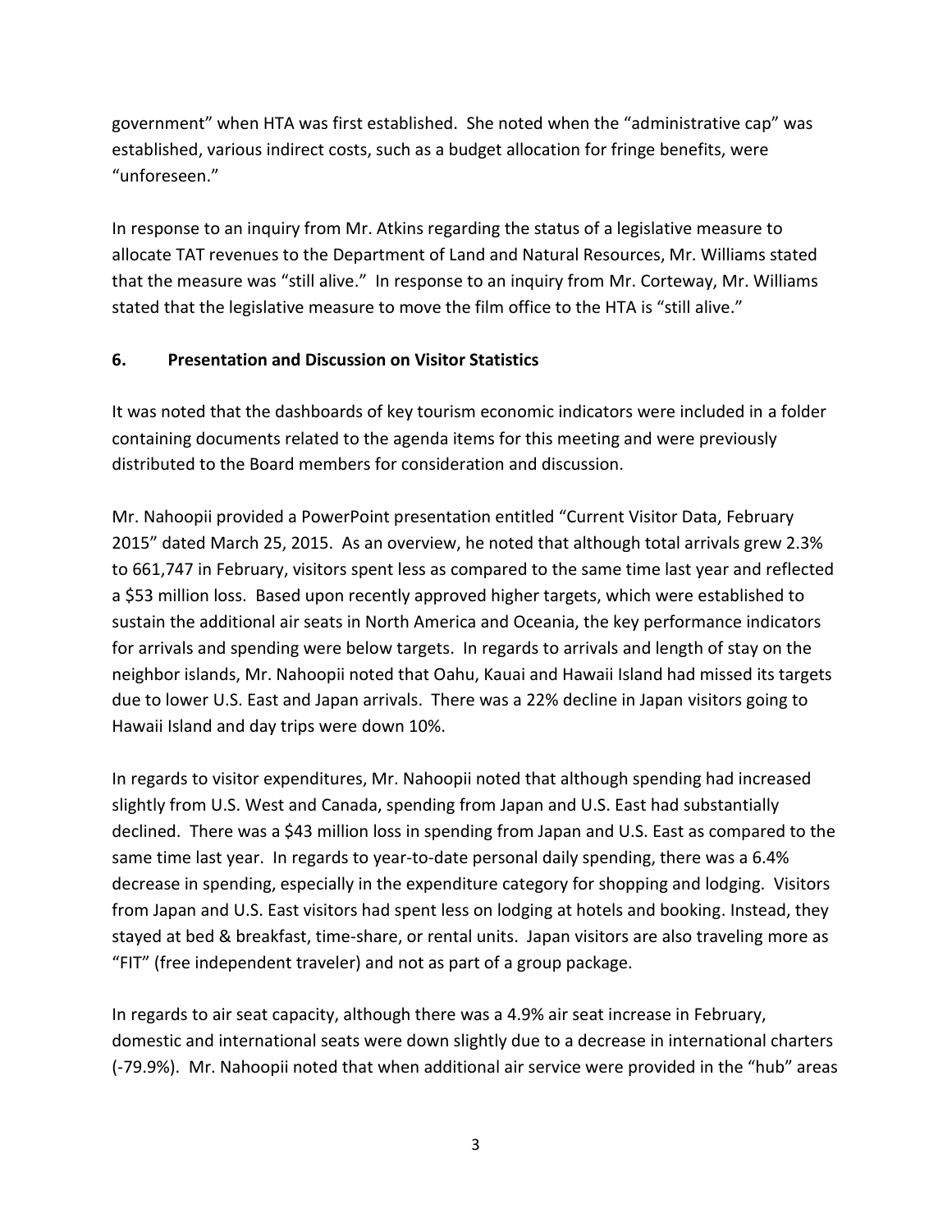government" when HTA was first established. She noted when the "administrative cap" was established, various indirect costs, such as a budget allocation for fringe benefits, were "unforeseen."

In response to an inquiry from Mr. Atkins regarding the status of a legislative measure to allocate TAT revenues to the Department of Land and Natural Resources, Mr. Williams stated that the measure was "still alive." In response to an inquiry from Mr. Corteway, Mr. Williams stated that the legislative measure to move the film office to the HTA is "still alive."

## 6. Presentation and Discussion on Visitor Statistics

It was noted that the dashboards of key tourism economic indicators were included in a folder containing documents related to the agenda items for this meeting and were previously distributed to the Board members for consideration and discussion.

Mr. Nahoopii provided a PowerPoint presentation entitled "Current Visitor Data, February 2015" dated March 25, 2015. As an overview, he noted that although total arrivals grew 2.3% to 661,747 in February, visitors spent less as compared to the same time last year and reflected a $53 million loss. Based upon recently approved higher targets, which were established to sustain the additional air seats in North America and Oceania, the key performance indicators for arrivals and spending were below targets. In regards to arrivals and length of stay on the neighbor islands, Mr. Nahoopii noted that Oahu, Kauai and Hawaii Island had missed its targets due to lower U.S. East and Japan arrivals. There was a 22% decline in Japan visitors going to Hawaii Island and day trips were down 10%.

In regards to visitor expenditures, Mr. Nahoopii noted that although spending had increased slightly from U.S. West and Canada, spending from Japan and U.S. East had substantially declined. There was a $43 million loss in spending from Japan and U.S. East as compared to the same time last year. In regards to year-to-date personal daily spending, there was a 6.4% decrease in spending, especially in the expenditure category for shopping and lodging. Visitors from Japan and U.S. East visitors had spent less on lodging at hotels and booking. Instead, they stayed at bed & breakfast, time-share, or rental units. Japan visitors are also traveling more as "FIT" (free independent traveler) and not as part of a group package.

In regards to air seat capacity, although there was a 4.9% air seat increase in February, domestic and international seats were down slightly due to a decrease in international charters (-79.9%). Mr. Nahoopii noted that when additional air service were provided in the "hub" areas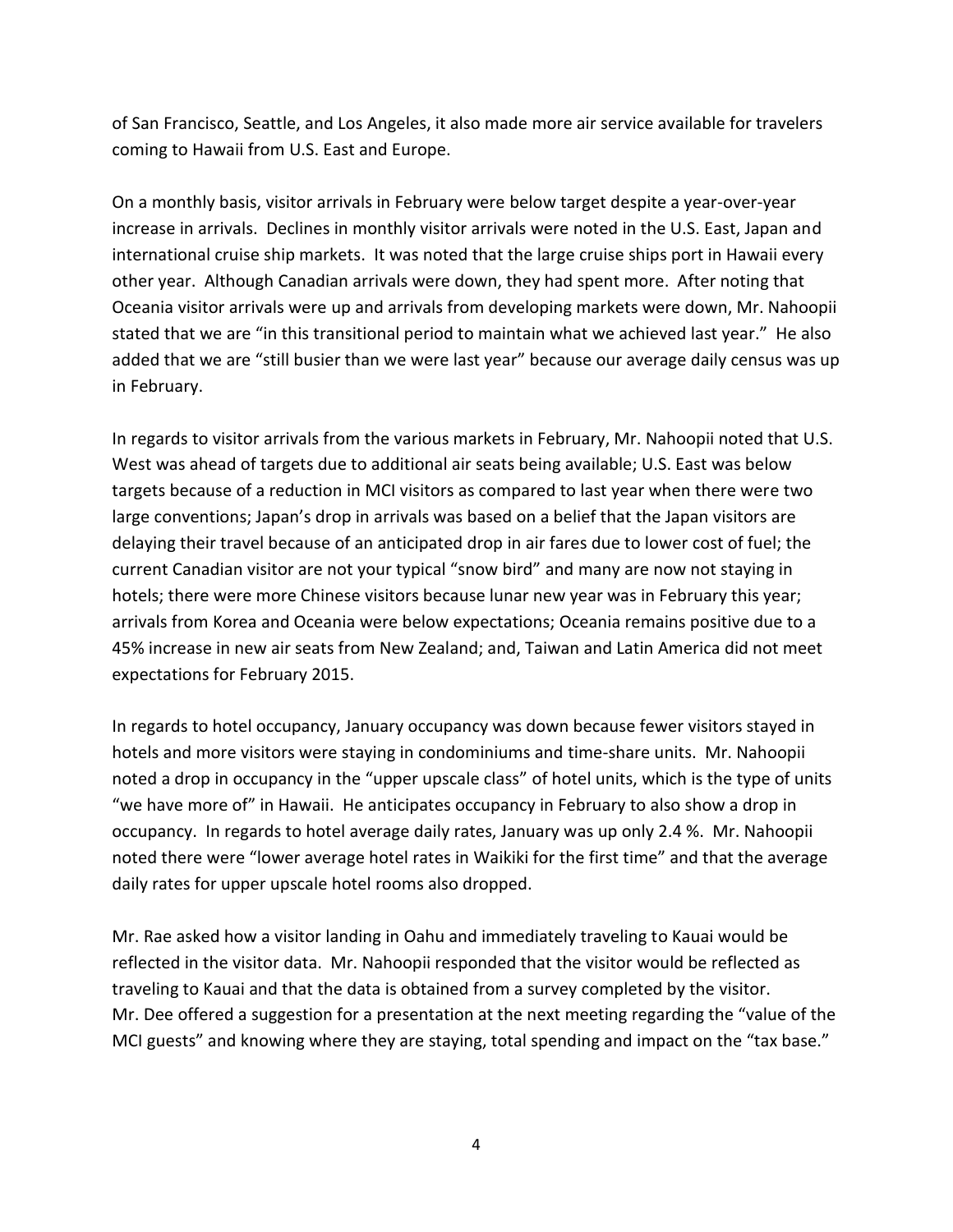of San Francisco, Seattle, and Los Angeles, it also made more air service available for travelers coming to Hawaii from U.S. East and Europe.

On a monthly basis, visitor arrivals in February were below target despite a year-over-year increase in arrivals. Declines in monthly visitor arrivals were noted in the U.S. East, Japan and international cruise ship markets. It was noted that the large cruise ships port in Hawaii every other year. Although Canadian arrivals were down, they had spent more. After noting that Oceania visitor arrivals were up and arrivals from developing markets were down, Mr. Nahoopii stated that we are "in this transitional period to maintain what we achieved last year." He also added that we are "still busier than we were last year" because our average daily census was up in February.

In regards to visitor arrivals from the various markets in February, Mr. Nahoopii noted that U.S. West was ahead of targets due to additional air seats being available; U.S. East was below targets because of a reduction in MCI visitors as compared to last year when there were two large conventions; Japan's drop in arrivals was based on a belief that the Japan visitors are delaying their travel because of an anticipated drop in air fares due to lower cost of fuel; the current Canadian visitor are not your typical "snow bird" and many are now not staying in hotels; there were more Chinese visitors because lunar new year was in February this year; arrivals from Korea and Oceania were below expectations; Oceania remains positive due to a 45% increase in new air seats from New Zealand; and, Taiwan and Latin America did not meet expectations for February 2015.

In regards to hotel occupancy, January occupancy was down because fewer visitors stayed in hotels and more visitors were staying in condominiums and time-share units. Mr. Nahoopii noted a drop in occupancy in the "upper upscale class" of hotel units, which is the type of units "we have more of" in Hawaii. He anticipates occupancy in February to also show a drop in occupancy. In regards to hotel average daily rates, January was up only 2.4 %. Mr. Nahoopii noted there were "lower average hotel rates in Waikiki for the first time" and that the average daily rates for upper upscale hotel rooms also dropped.

Mr. Rae asked how a visitor landing in Oahu and immediately traveling to Kauai would be reflected in the visitor data. Mr. Nahoopii responded that the visitor would be reflected as traveling to Kauai and that the data is obtained from a survey completed by the visitor. Mr. Dee offered a suggestion for a presentation at the next meeting regarding the "value of the MCI guests" and knowing where they are staying, total spending and impact on the "tax base."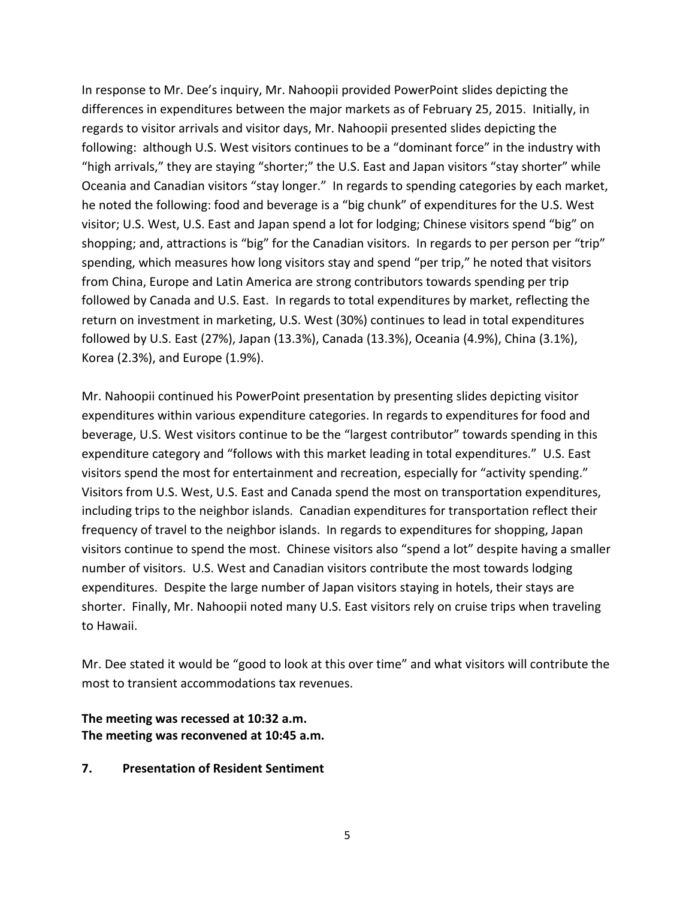In response to Mr. Dee's inquiry, Mr. Nahoopii provided PowerPoint slides depicting the differences in expenditures between the major markets as of February 25, 2015. Initially, in regards to visitor arrivals and visitor days, Mr. Nahoopii presented slides depicting the following: although U.S. West visitors continues to be a "dominant force" in the industry with "high arrivals," they are staying "shorter;" the U.S. East and Japan visitors "stay shorter" while Oceania and Canadian visitors "stay longer." In regards to spending categories by each market, he noted the following: food and beverage is a "big chunk" of expenditures for the U.S. West visitor; U.S. West, U.S. East and Japan spend a lot for lodging; Chinese visitors spend "big" on shopping; and, attractions is "big" for the Canadian visitors. In regards to per person per "trip" spending, which measures how long visitors stay and spend "per trip," he noted that visitors from China, Europe and Latin America are strong contributors towards spending per trip followed by Canada and U.S. East. In regards to total expenditures by market, reflecting the return on investment in marketing, U.S. West (30%) continues to lead in total expenditures followed by U.S. East (27%), Japan (13.3%), Canada (13.3%), Oceania (4.9%), China (3.1%), Korea (2.3%), and Europe (1.9%).

Mr. Nahoopii continued his PowerPoint presentation by presenting slides depicting visitor expenditures within various expenditure categories. In regards to expenditures for food and beverage, U.S. West visitors continue to be the "largest contributor" towards spending in this expenditure category and "follows with this market leading in total expenditures." U.S. East visitors spend the most for entertainment and recreation, especially for "activity spending." Visitors from U.S. West, U.S. East and Canada spend the most on transportation expenditures, including trips to the neighbor islands. Canadian expenditures for transportation reflect their frequency of travel to the neighbor islands. In regards to expenditures for shopping, Japan visitors continue to spend the most. Chinese visitors also "spend a lot" despite having a smaller number of visitors. U.S. West and Canadian visitors contribute the most towards lodging expenditures. Despite the large number of Japan visitors staying in hotels, their stays are shorter. Finally, Mr. Nahoopii noted many U.S. East visitors rely on cruise trips when traveling to Hawaii.

Mr. Dee stated it would be "good to look at this over time" and what visitors will contribute the most to transient accommodations tax revenues.

**The meeting was recessed at 10:32 a.m.**
**The meeting was reconvened at 10:45 a.m.**

**7. Presentation of Resident Sentiment**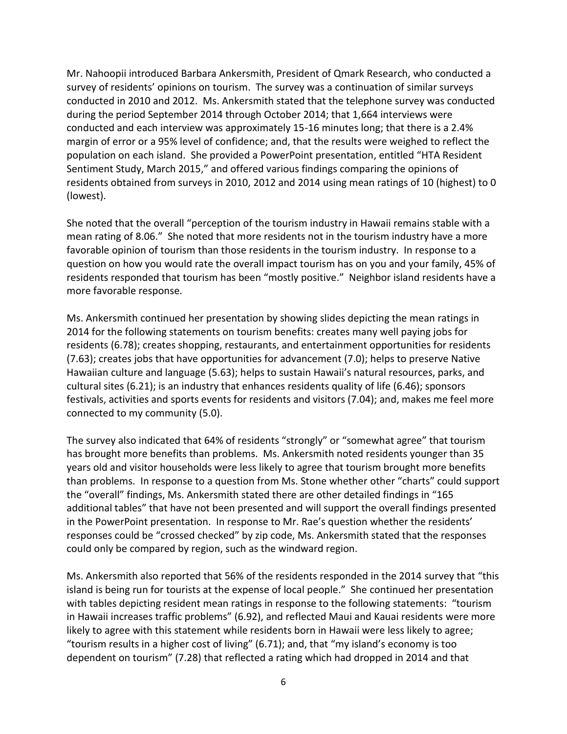Mr. Nahoopii introduced Barbara Ankersmith, President of Qmark Research, who conducted a survey of residents' opinions on tourism. The survey was a continuation of similar surveys conducted in 2010 and 2012. Ms. Ankersmith stated that the telephone survey was conducted during the period September 2014 through October 2014; that 1,664 interviews were conducted and each interview was approximately 15-16 minutes long; that there is a 2.4% margin of error or a 95% level of confidence; and, that the results were weighed to reflect the population on each island. She provided a PowerPoint presentation, entitled "HTA Resident Sentiment Study, March 2015," and offered various findings comparing the opinions of residents obtained from surveys in 2010, 2012 and 2014 using mean ratings of 10 (highest) to 0 (lowest).

She noted that the overall "perception of the tourism industry in Hawaii remains stable with a mean rating of 8.06." She noted that more residents not in the tourism industry have a more favorable opinion of tourism than those residents in the tourism industry. In response to a question on how you would rate the overall impact tourism has on you and your family, 45% of residents responded that tourism has been "mostly positive." Neighbor island residents have a more favorable response.

Ms. Ankersmith continued her presentation by showing slides depicting the mean ratings in 2014 for the following statements on tourism benefits: creates many well paying jobs for residents (6.78); creates shopping, restaurants, and entertainment opportunities for residents (7.63); creates jobs that have opportunities for advancement (7.0); helps to preserve Native Hawaiian culture and language (5.63); helps to sustain Hawaii's natural resources, parks, and cultural sites (6.21); is an industry that enhances residents quality of life (6.46); sponsors festivals, activities and sports events for residents and visitors (7.04); and, makes me feel more connected to my community (5.0).

The survey also indicated that 64% of residents "strongly" or "somewhat agree" that tourism has brought more benefits than problems. Ms. Ankersmith noted residents younger than 35 years old and visitor households were less likely to agree that tourism brought more benefits than problems. In response to a question from Ms. Stone whether other "charts" could support the "overall" findings, Ms. Ankersmith stated there are other detailed findings in "165 additional tables" that have not been presented and will support the overall findings presented in the PowerPoint presentation. In response to Mr. Rae's question whether the residents' responses could be "crossed checked" by zip code, Ms. Ankersmith stated that the responses could only be compared by region, such as the windward region.

Ms. Ankersmith also reported that 56% of the residents responded in the 2014 survey that "this island is being run for tourists at the expense of local people." She continued her presentation with tables depicting resident mean ratings in response to the following statements: "tourism in Hawaii increases traffic problems" (6.92), and reflected Maui and Kauai residents were more likely to agree with this statement while residents born in Hawaii were less likely to agree; "tourism results in a higher cost of living" (6.71); and, that "my island's economy is too dependent on tourism" (7.28) that reflected a rating which had dropped in 2014 and that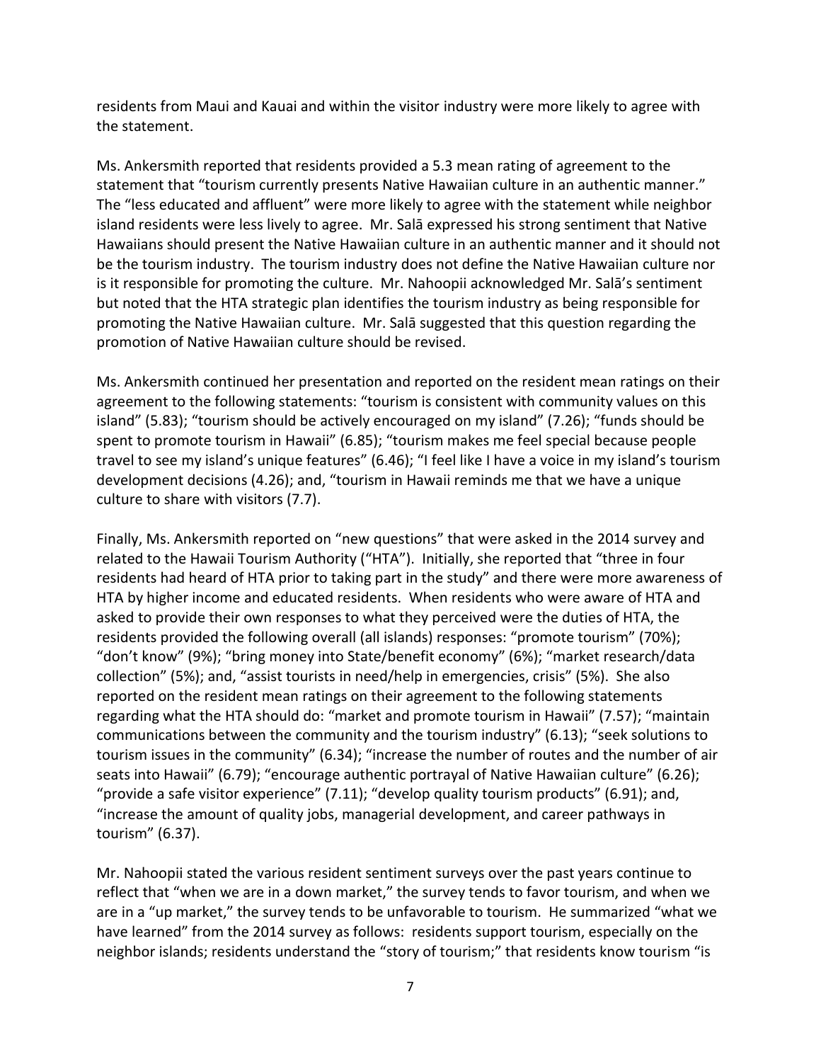residents from Maui and Kauai and within the visitor industry were more likely to agree with the statement.

Ms. Ankersmith reported that residents provided a 5.3 mean rating of agreement to the statement that “tourism currently presents Native Hawaiian culture in an authentic manner.” The “less educated and affluent” were more likely to agree with the statement while neighbor island residents were less lively to agree. Mr. Salā expressed his strong sentiment that Native Hawaiians should present the Native Hawaiian culture in an authentic manner and it should not be the tourism industry. The tourism industry does not define the Native Hawaiian culture nor is it responsible for promoting the culture. Mr. Nahoopii acknowledged Mr. Salā’s sentiment but noted that the HTA strategic plan identifies the tourism industry as being responsible for promoting the Native Hawaiian culture. Mr. Salā suggested that this question regarding the promotion of Native Hawaiian culture should be revised.

Ms. Ankersmith continued her presentation and reported on the resident mean ratings on their agreement to the following statements: “tourism is consistent with community values on this island” (5.83); “tourism should be actively encouraged on my island” (7.26); “funds should be spent to promote tourism in Hawaii” (6.85); “tourism makes me feel special because people travel to see my island’s unique features” (6.46); “I feel like I have a voice in my island’s tourism development decisions (4.26); and, “tourism in Hawaii reminds me that we have a unique culture to share with visitors (7.7).

Finally, Ms. Ankersmith reported on “new questions” that were asked in the 2014 survey and related to the Hawaii Tourism Authority (“HTA”). Initially, she reported that “three in four residents had heard of HTA prior to taking part in the study” and there were more awareness of HTA by higher income and educated residents. When residents who were aware of HTA and asked to provide their own responses to what they perceived were the duties of HTA, the residents provided the following overall (all islands) responses: “promote tourism” (70%); “don’t know” (9%); “bring money into State/benefit economy” (6%); “market research/data collection” (5%); and, “assist tourists in need/help in emergencies, crisis” (5%). She also reported on the resident mean ratings on their agreement to the following statements regarding what the HTA should do: “market and promote tourism in Hawaii” (7.57); “maintain communications between the community and the tourism industry” (6.13); “seek solutions to tourism issues in the community” (6.34); “increase the number of routes and the number of air seats into Hawaii” (6.79); “encourage authentic portrayal of Native Hawaiian culture” (6.26); “provide a safe visitor experience” (7.11); “develop quality tourism products” (6.91); and, “increase the amount of quality jobs, managerial development, and career pathways in tourism” (6.37).

Mr. Nahoopii stated the various resident sentiment surveys over the past years continue to reflect that “when we are in a down market,” the survey tends to favor tourism, and when we are in a “up market,” the survey tends to be unfavorable to tourism. He summarized “what we have learned” from the 2014 survey as follows: residents support tourism, especially on the neighbor islands; residents understand the “story of tourism;” that residents know tourism “is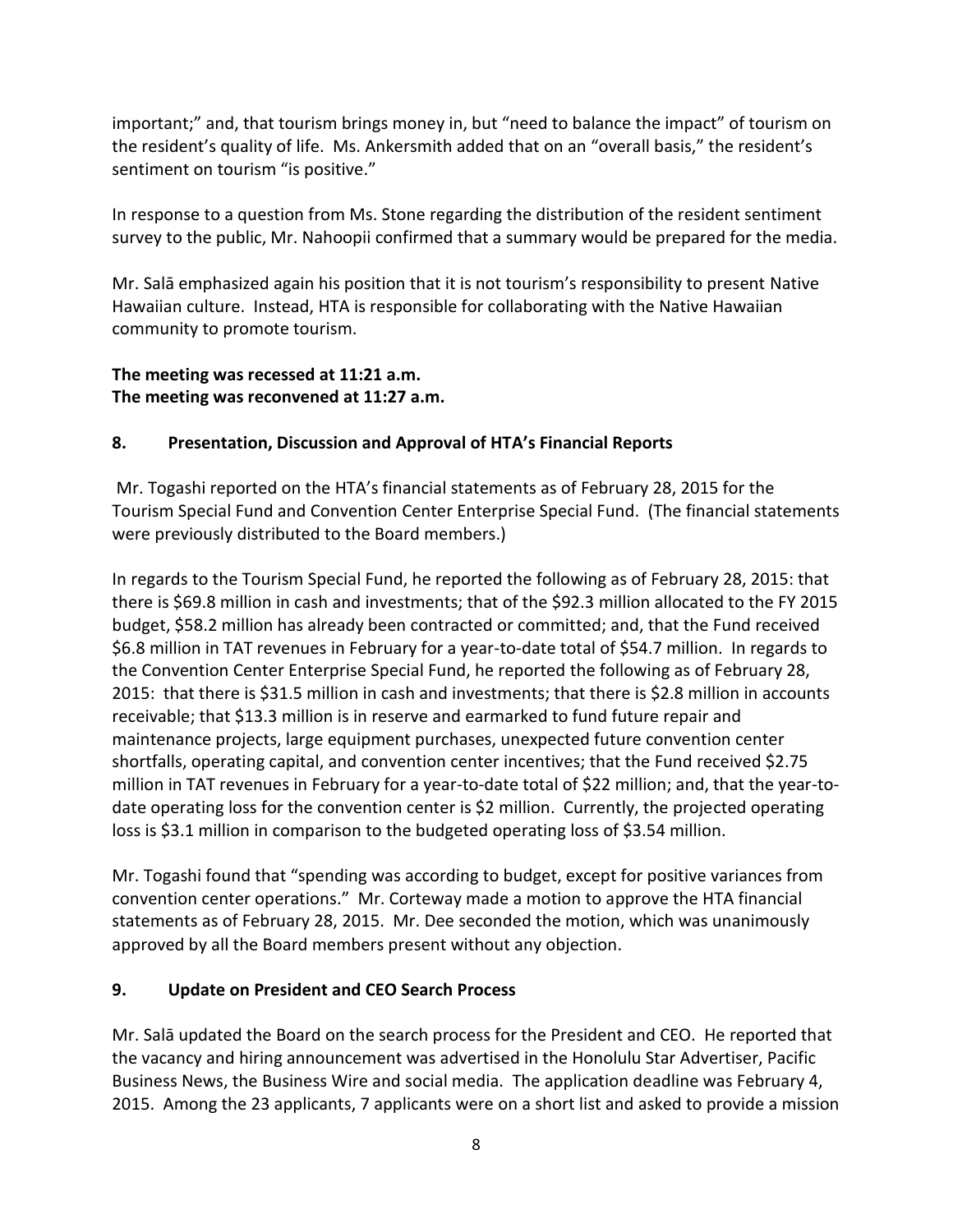important;" and, that tourism brings money in, but "need to balance the impact" of tourism on the resident's quality of life. Ms. Ankersmith added that on an "overall basis," the resident's sentiment on tourism "is positive."

In response to a question from Ms. Stone regarding the distribution of the resident sentiment survey to the public, Mr. Nahoopii confirmed that a summary would be prepared for the media.

Mr. Salā emphasized again his position that it is not tourism's responsibility to present Native Hawaiian culture. Instead, HTA is responsible for collaborating with the Native Hawaiian community to promote tourism.

**The meeting was recessed at 11:21 a.m.**
**The meeting was reconvened at 11:27 a.m.**

### 8. Presentation, Discussion and Approval of HTA's Financial Reports

Mr. Togashi reported on the HTA's financial statements as of February 28, 2015 for the Tourism Special Fund and Convention Center Enterprise Special Fund. (The financial statements were previously distributed to the Board members.)

In regards to the Tourism Special Fund, he reported the following as of February 28, 2015: that there is $69.8 million in cash and investments; that of the $92.3 million allocated to the FY 2015 budget, $58.2 million has already been contracted or committed; and, that the Fund received $6.8 million in TAT revenues in February for a year-to-date total of $54.7 million. In regards to the Convention Center Enterprise Special Fund, he reported the following as of February 28, 2015: that there is $31.5 million in cash and investments; that there is $2.8 million in accounts receivable; that $13.3 million is in reserve and earmarked to fund future repair and maintenance projects, large equipment purchases, unexpected future convention center shortfalls, operating capital, and convention center incentives; that the Fund received $2.75 million in TAT revenues in February for a year-to-date total of $22 million; and, that the year-to-date operating loss for the convention center is $2 million. Currently, the projected operating loss is $3.1 million in comparison to the budgeted operating loss of $3.54 million.

Mr. Togashi found that "spending was according to budget, except for positive variances from convention center operations." Mr. Corteway made a motion to approve the HTA financial statements as of February 28, 2015. Mr. Dee seconded the motion, which was unanimously approved by all the Board members present without any objection.

### 9. Update on President and CEO Search Process

Mr. Salā updated the Board on the search process for the President and CEO. He reported that the vacancy and hiring announcement was advertised in the Honolulu Star Advertiser, Pacific Business News, the Business Wire and social media. The application deadline was February 4, 2015. Among the 23 applicants, 7 applicants were on a short list and asked to provide a mission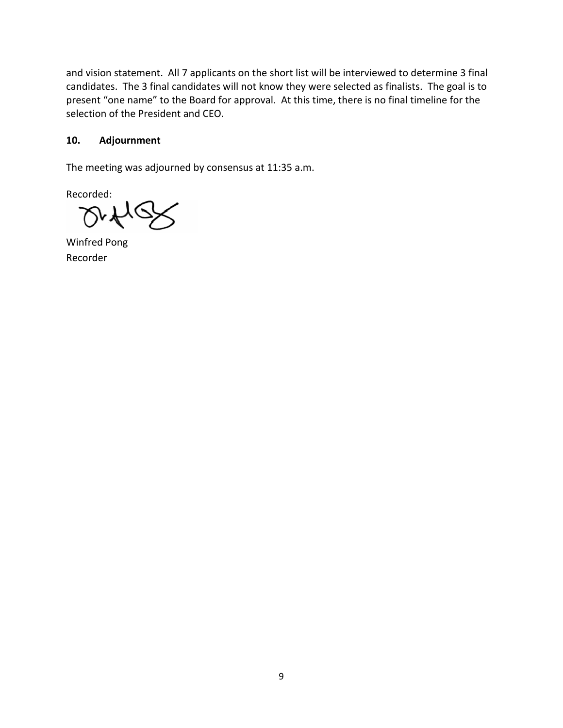and vision statement. All 7 applicants on the short list will be interviewed to determine 3 final candidates. The 3 final candidates will not know they were selected as finalists. The goal is to present "one name" to the Board for approval. At this time, there is no final timeline for the selection of the President and CEO.

### 10. Adjournment

The meeting was adjourned by consensus at 11:35 a.m.

Recorded:

Winfred Pong
Recorder